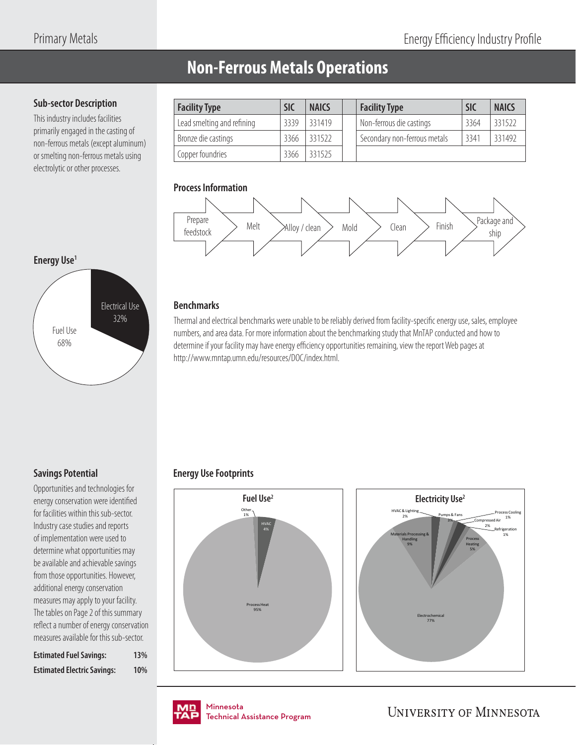# Non-Ferrous Metals Operations

## Sub-sector Description

This industry includes facilities primarily engaged in the casting of non-ferrous metals (except aluminum) or smelting non-ferrous metals using electrolytic or other processes.

| Facility Type | SIC | NAICS | Facility Type | SIC | NAICS |
|---|---|---|---|---|---|
| Lead smelting and refining | 3339 | 331419 | Non-ferrous die castings | 3364 | 331522 |
| Bronze die castings | 3366 | 331522 | Secondary non-ferrous metals | 3341 | 331492 |
| Copper foundries | 3366 | 331525 | | | |

## Process Information

Prepare feedstock → Melt → Alloy / clean → Mold → Clean → Finish → Package and ship

## Energy Use[1]

- Electrical Use 32%
- Fuel Use 68%

## Benchmarks

Thermal and electrical benchmarks were unable to be reliably derived from facility-specific energy use, sales, employee numbers, and area data. For more information about the benchmarking study that MnTAP conducted and how to determine if your facility may have energy efficiency opportunities remaining, view the report Web pages at http://www.mntap.umn.edu/resources/DOC/index.html.

## Savings Potential

Opportunities and technologies for energy conservation were identified for facilities within this sub-sector. Industry case studies and reports of implementation were used to determine what opportunities may be available and achievable savings from those opportunities. However, additional energy conservation measures may apply to your facility. The tables on Page 2 of this summary reflect a number of energy conservation measures available for this sub-sector.

| | |
|---|---|
| **Estimated Fuel Savings:** | **13%** |
| **Estimated Electric Savings:** | **10%** |

## Energy Use Footprints

### Fuel Use[2]

- Process Heat 95%
- HVAC 4%
- Other 1%

### Electricity Use[2]

- Electrochemical 77%
- Materials Processing & Handling 9%
- Process Heating 5%
- HVAC & Lighting 2%
- Pumps & Fans 3%
- Compressed Air 2%
- Process Cooling 1%
- Refrigeration 1%

Minnesota Technical Assistance Program

University of Minnesota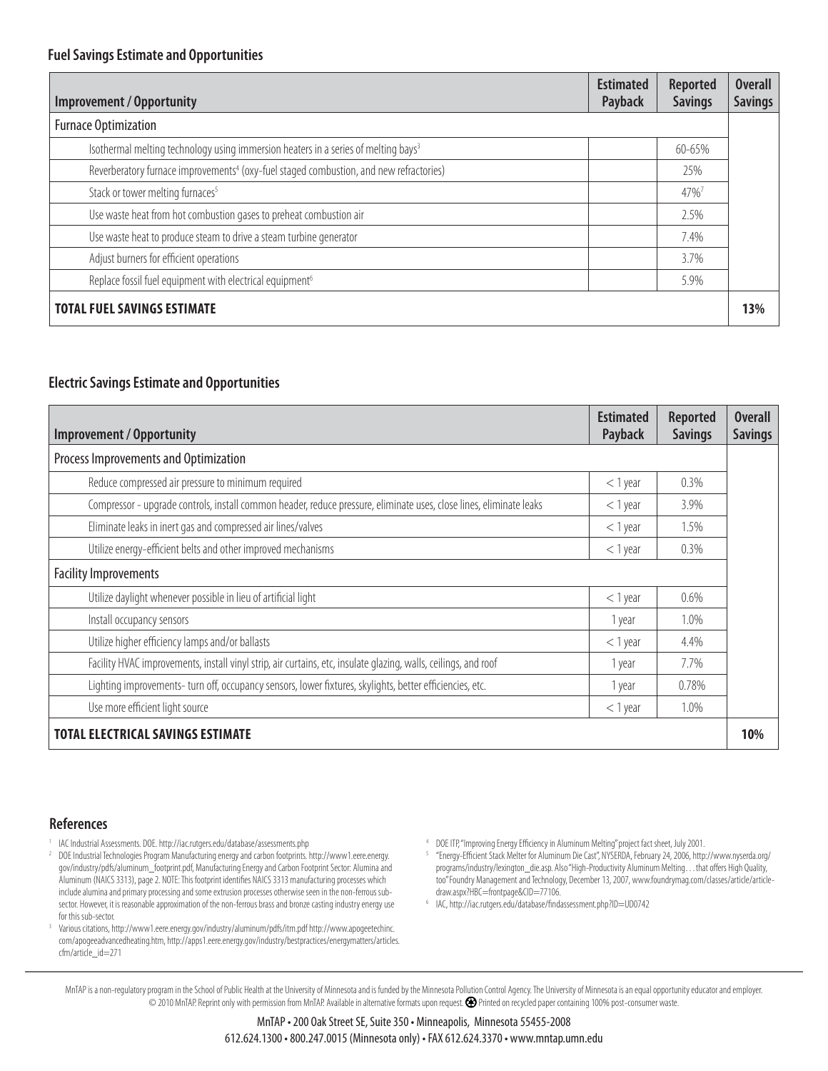### Fuel Savings Estimate and Opportunities

| Improvement / Opportunity | Estimated Payback | Reported Savings | Overall Savings |
|---|---|---|---|
| Furnace Optimization | | | |
| Isothermal melting technology using immersion heaters in a series of melting bays[3] | | 60-65% | |
| Reverberatory furnace improvements[4] (oxy-fuel staged combustion, and new refractories) | | 25% | |
| Stack or tower melting furnaces[5] | | 47%[7] | |
| Use waste heat from hot combustion gases to preheat combustion air | | 2.5% | |
| Use waste heat to produce steam to drive a steam turbine generator | | 7.4% | |
| Adjust burners for efficient operations | | 3.7% | |
| Replace fossil fuel equipment with electrical equipment[6] | | 5.9% | |
| **TOTAL FUEL SAVINGS ESTIMATE** | | | **13%** |

### Electric Savings Estimate and Opportunities

| Improvement / Opportunity | Estimated Payback | Reported Savings | Overall Savings |
|---|---|---|---|
| Process Improvements and Optimization | | | |
| Reduce compressed air pressure to minimum required | < 1 year | 0.3% | |
| Compressor - upgrade controls, install common header, reduce pressure, eliminate uses, close lines, eliminate leaks | < 1 year | 3.9% | |
| Eliminate leaks in inert gas and compressed air lines/valves | < 1 year | 1.5% | |
| Utilize energy-efficient belts and other improved mechanisms | < 1 year | 0.3% | |
| Facility Improvements | | | |
| Utilize daylight whenever possible in lieu of artificial light | < 1 year | 0.6% | |
| Install occupancy sensors | 1 year | 1.0% | |
| Utilize higher efficiency lamps and/or ballasts | < 1 year | 4.4% | |
| Facility HVAC improvements, install vinyl strip, air curtains, etc, insulate glazing, walls, ceilings, and roof | 1 year | 7.7% | |
| Lighting improvements- turn off, occupancy sensors, lower fixtures, skylights, better efficiencies, etc. | 1 year | 0.78% | |
| Use more efficient light source | < 1 year | 1.0% | |
| **TOTAL ELECTRICAL SAVINGS ESTIMATE** | | | **10%** |

### References

1. IAC Industrial Assessments. DOE. http://iac.rutgers.edu/database/assessments.php
2. DOE Industrial Technologies Program Manufacturing energy and carbon footprints. http://www1.eere.energy.gov/industry/pdfs/aluminum_footprint.pdf, Manufacturing Energy and Carbon Footprint Sector: Alumina and Aluminum (NAICS 3313), page 2. NOTE: This footprint identifies NAICS 3313 manufacturing processes which include alumina and primary processing and some extrusion processes otherwise seen in the non-ferrous sub-sector. However, it is reasonable approximation of the non-ferrous brass and bronze casting industry energy use for this sub-sector.
3. Various citations, http://www1.eere.energy.gov/industry/aluminum/pdfs/itm.pdf http://www.apogeetechinc.com/apogeeadvancedheating.htm, http://apps1.eere.energy.gov/industry/bestpractices/energymatters/articles.cfm/article_id=271
4. DOE ITP, "Improving Energy Efficiency in Aluminum Melting" project fact sheet, July 2001.
5. "Energy-Efficient Stack Melter for Aluminum Die Cast", NYSERDA, February 24, 2006, http://www.nyserda.org/programs/industry/lexington_die.asp. Also "High-Productivity Aluminum Melting. . . that offers High Quality, too" Foundry Management and Technology, December 13, 2007, www.foundrymag.com/classes/article/articledraw.aspx?HBC=frontpage&CID=77106.
6. IAC, http://iac.rutgers.edu/database/findassessment.php?ID=UD0742

MnTAP is a non-regulatory program in the School of Public Health at the University of Minnesota and is funded by the Minnesota Pollution Control Agency. The University of Minnesota is an equal opportunity educator and employer. © 2010 MnTAP. Reprint only with permission from MnTAP. Available in alternative formats upon request. Printed on recycled paper containing 100% post-consumer waste.

MnTAP • 200 Oak Street SE, Suite 350 • Minneapolis, Minnesota 55455-2008
612.624.1300 • 800.247.0015 (Minnesota only) • FAX 612.624.3370 • www.mntap.umn.edu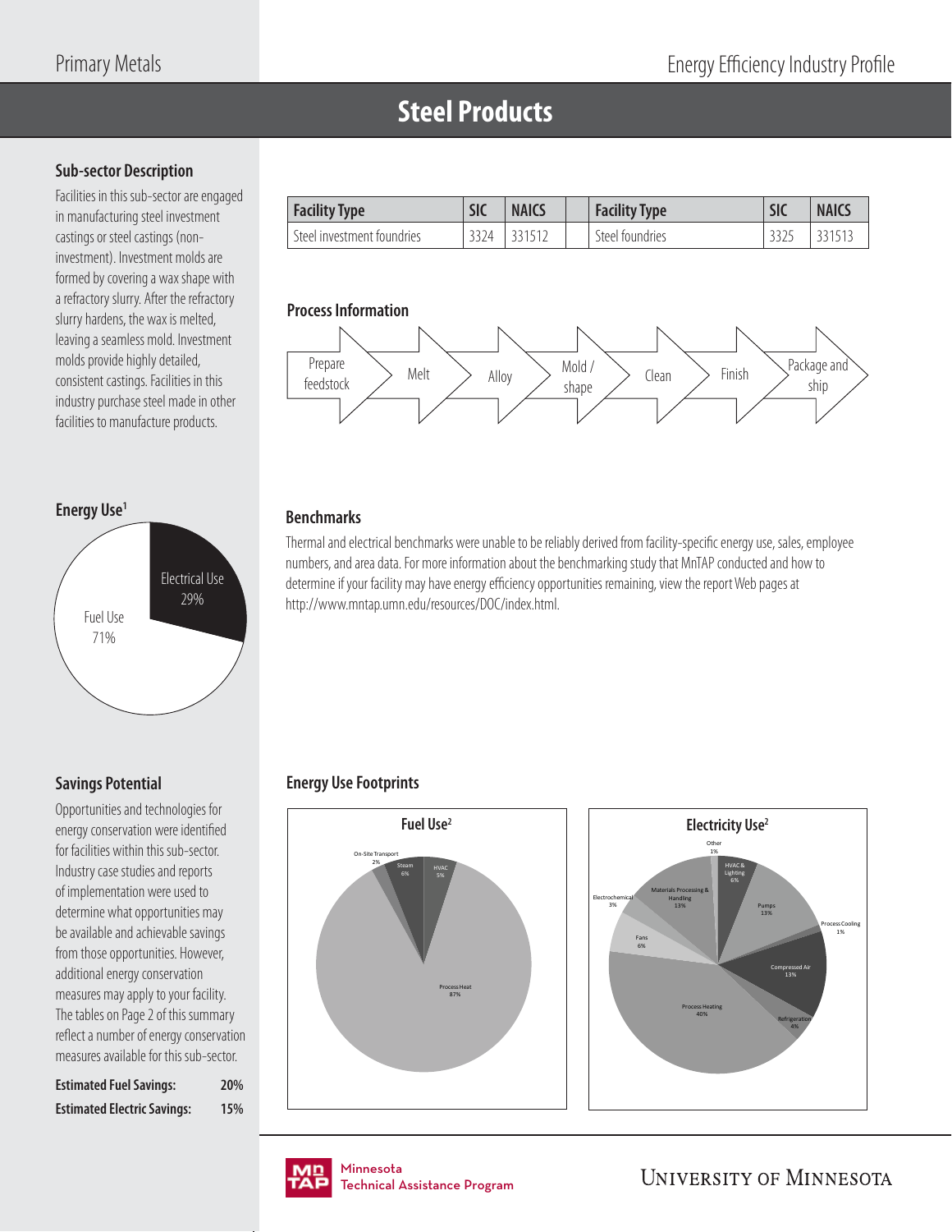# Steel Products

## Sub-sector Description

Facilities in this sub-sector are engaged in manufacturing steel investment castings or steel castings (non-investment). Investment molds are formed by covering a wax shape with a refractory slurry. After the refractory slurry hardens, the wax is melted, leaving a seamless mold. Investment molds provide highly detailed, consistent castings. Facilities in this industry purchase steel made in other facilities to manufacture products.

| Facility Type | SIC | NAICS | | Facility Type | SIC | NAICS |
|---|---|---|---|---|---|---|
| Steel investment foundries | 3324 | 331512 | | Steel foundries | 3325 | 331513 |

## Process Information

Prepare feedstock → Melt → Alloy → Mold / shape → Clean → Finish → Package and ship

## Energy Use[1]

- Electrical Use 29%
- Fuel Use 71%

## Benchmarks

Thermal and electrical benchmarks were unable to be reliably derived from facility-specific energy use, sales, employee numbers, and area data. For more information about the benchmarking study that MnTAP conducted and how to determine if your facility may have energy efficiency opportunities remaining, view the report Web pages at http://www.mntap.umn.edu/resources/DOC/index.html.

## Savings Potential

Opportunities and technologies for energy conservation were identified for facilities within this sub-sector. Industry case studies and reports of implementation were used to determine what opportunities may be available and achievable savings from those opportunities. However, additional energy conservation measures may apply to your facility. The tables on Page 2 of this summary reflect a number of energy conservation measures available for this sub-sector.

**Estimated Fuel Savings:** 20%

**Estimated Electric Savings:** 15%

## Energy Use Footprints

### Fuel Use[2]

- On-Site Transport 2%
- Steam 6%
- HVAC 5%
- Process Heat 87%

### Electricity Use[2]

- Other 1%
- HVAC & Lighting 6%
- Pumps 13%
- Process Cooling 1%
- Compressed Air 13%
- Refrigeration 4%
- Process Heating 40%
- Fans 6%
- Electrochemical 3%
- Materials Processing & Handling 13%

Minnesota Technical Assistance Program

University of Minnesota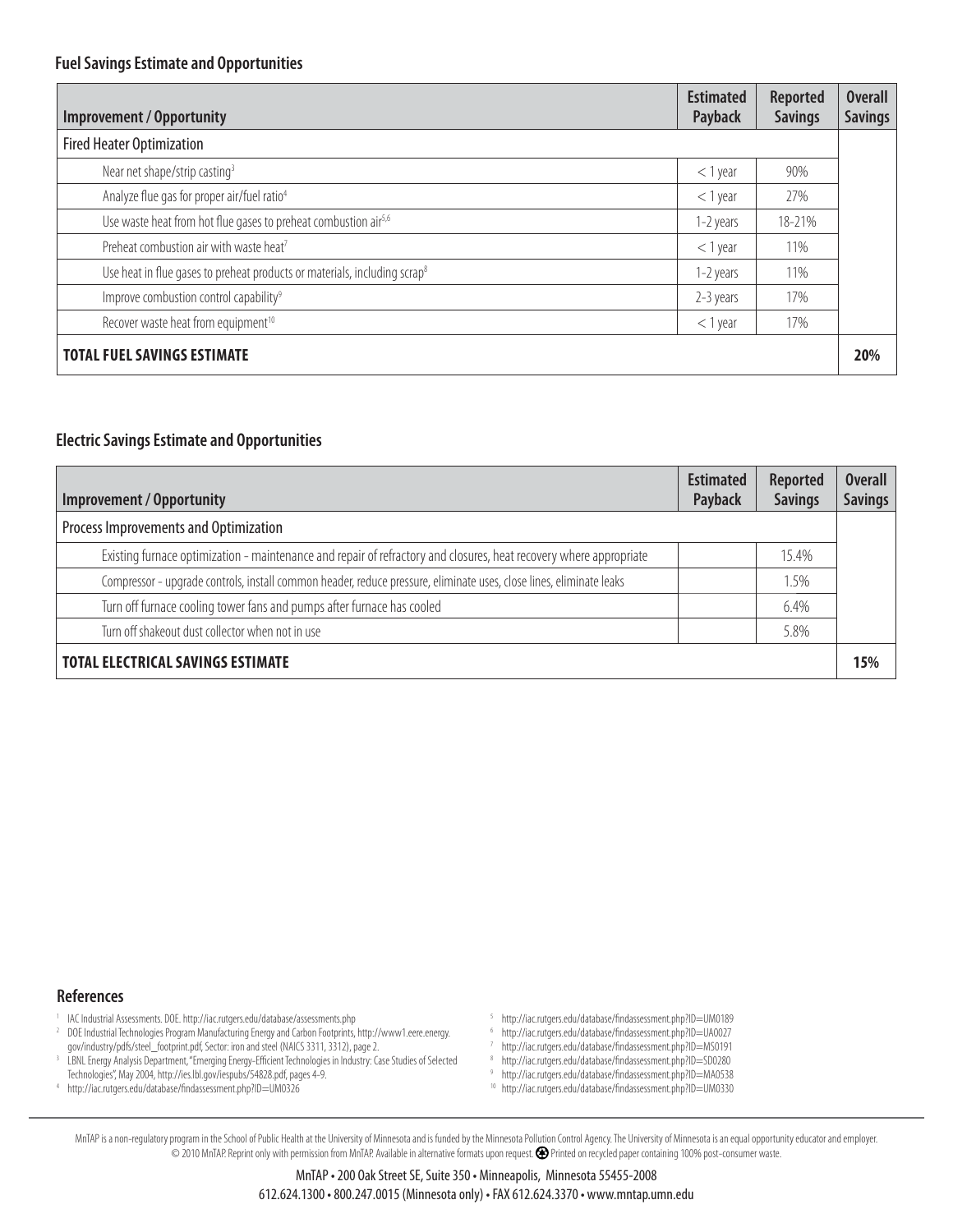## Fuel Savings Estimate and Opportunities

| Improvement / Opportunity | Estimated Payback | Reported Savings | Overall Savings |
|---|---|---|---|
| Fired Heater Optimization | | | |
| Near net shape/strip casting[3] | < 1 year | 90% | |
| Analyze flue gas for proper air/fuel ratio[4] | < 1 year | 27% | |
| Use waste heat from hot flue gases to preheat combustion air[5,6] | 1-2 years | 18-21% | |
| Preheat combustion air with waste heat[7] | < 1 year | 11% | |
| Use heat in flue gases to preheat products or materials, including scrap[8] | 1-2 years | 11% | |
| Improve combustion control capability[9] | 2-3 years | 17% | |
| Recover waste heat from equipment[10] | < 1 year | 17% | |
| **TOTAL FUEL SAVINGS ESTIMATE** | | | **20%** |

## Electric Savings Estimate and Opportunities

| Improvement / Opportunity | Estimated Payback | Reported Savings | Overall Savings |
|---|---|---|---|
| Process Improvements and Optimization | | | |
| Existing furnace optimization - maintenance and repair of refractory and closures, heat recovery where appropriate | | 15.4% | |
| Compressor - upgrade controls, install common header, reduce pressure, eliminate uses, close lines, eliminate leaks | | 1.5% | |
| Turn off furnace cooling tower fans and pumps after furnace has cooled | | 6.4% | |
| Turn off shakeout dust collector when not in use | | 5.8% | |
| **TOTAL ELECTRICAL SAVINGS ESTIMATE** | | | **15%** |

## References

1. IAC Industrial Assessments. DOE. http://iac.rutgers.edu/database/assessments.php
2. DOE Industrial Technologies Program Manufacturing Energy and Carbon Footprints, http://www1.eere.energy.gov/industry/pdfs/steel_footprint.pdf, Sector: iron and steel (NAICS 3311, 3312), page 2.
3. LBNL Energy Analysis Department, "Emerging Energy-Efficient Technologies in Industry: Case Studies of Selected Technologies", May 2004, http://ies.lbl.gov/iespubs/54828.pdf, pages 4-9.
4. http://iac.rutgers.edu/database/findassessment.php?ID=UM0326
5. http://iac.rutgers.edu/database/findassessment.php?ID=UM0189
6. http://iac.rutgers.edu/database/findassessment.php?ID=UA0027
7. http://iac.rutgers.edu/database/findassessment.php?ID=MS0191
8. http://iac.rutgers.edu/database/findassessment.php?ID=SD0280
9. http://iac.rutgers.edu/database/findassessment.php?ID=MA0538
10. http://iac.rutgers.edu/database/findassessment.php?ID=UM0330

MnTAP is a non-regulatory program in the School of Public Health at the University of Minnesota and is funded by the Minnesota Pollution Control Agency. The University of Minnesota is an equal opportunity educator and employer. © 2010 MnTAP. Reprint only with permission from MnTAP. Available in alternative formats upon request. Printed on recycled paper containing 100% post-consumer waste.

MnTAP • 200 Oak Street SE, Suite 350 • Minneapolis, Minnesota 55455-2008
612.624.1300 • 800.247.0015 (Minnesota only) • FAX 612.624.3370 • www.mntap.umn.edu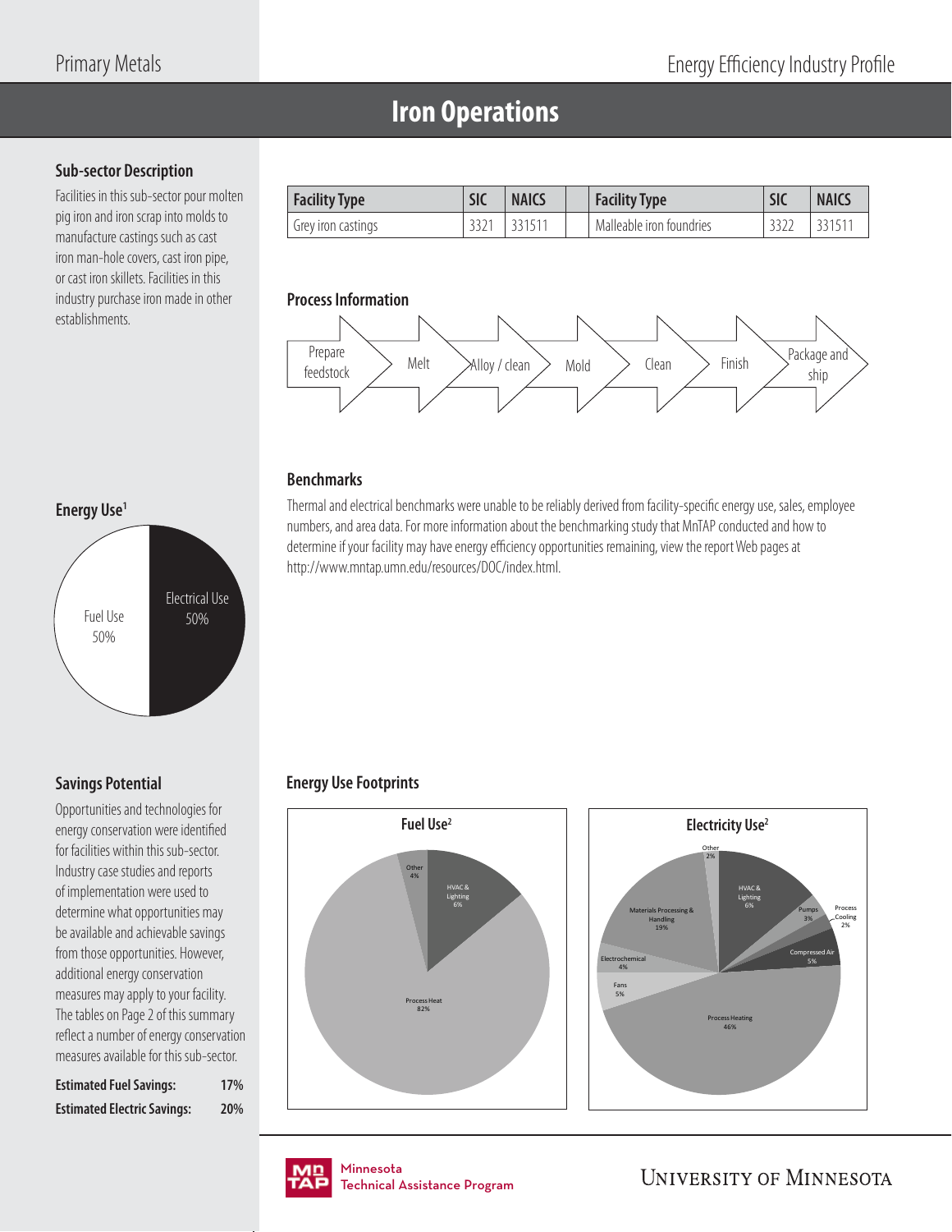# Iron Operations

## Sub-sector Description

Facilities in this sub-sector pour molten pig iron and iron scrap into molds to manufacture castings such as cast iron man-hole covers, cast iron pipe, or cast iron skillets. Facilities in this industry purchase iron made in other establishments.

| Facility Type | SIC | NAICS | | Facility Type | SIC | NAICS |
|---|---|---|---|---|---|---|
| Grey iron castings | 3321 | 331511 | | Malleable iron foundries | 3322 | 331511 |

## Process Information

Prepare feedstock → Melt → Alloy / clean → Mold → Clean → Finish → Package and ship

## Benchmarks

Thermal and electrical benchmarks were unable to be reliably derived from facility-specific energy use, sales, employee numbers, and area data. For more information about the benchmarking study that MnTAP conducted and how to determine if your facility may have energy efficiency opportunities remaining, view the report Web pages at http://www.mntap.umn.edu/resources/DOC/index.html.

## Energy Use[1]

- Fuel Use 50%
- Electrical Use 50%

## Savings Potential

Opportunities and technologies for energy conservation were identified for facilities within this sub-sector. Industry case studies and reports of implementation were used to determine what opportunities may be available and achievable savings from those opportunities. However, additional energy conservation measures may apply to your facility. The tables on Page 2 of this summary reflect a number of energy conservation measures available for this sub-sector.

**Estimated Fuel Savings:** 17%

**Estimated Electric Savings:** 20%

## Energy Use Footprints

### Fuel Use[2]

- HVAC & Lighting 6%
- Process Heat 82%
- Other 4%

### Electricity Use[2]

- HVAC & Lighting 6%
- Pumps 3%
- Process Cooling 2%
- Compressed Air 5%
- Process Heating 46%
- Fans 5%
- Electrochemical 4%
- Materials Processing & Handling 19%
- Other 2%

Minnesota Technical Assistance Program

University of Minnesota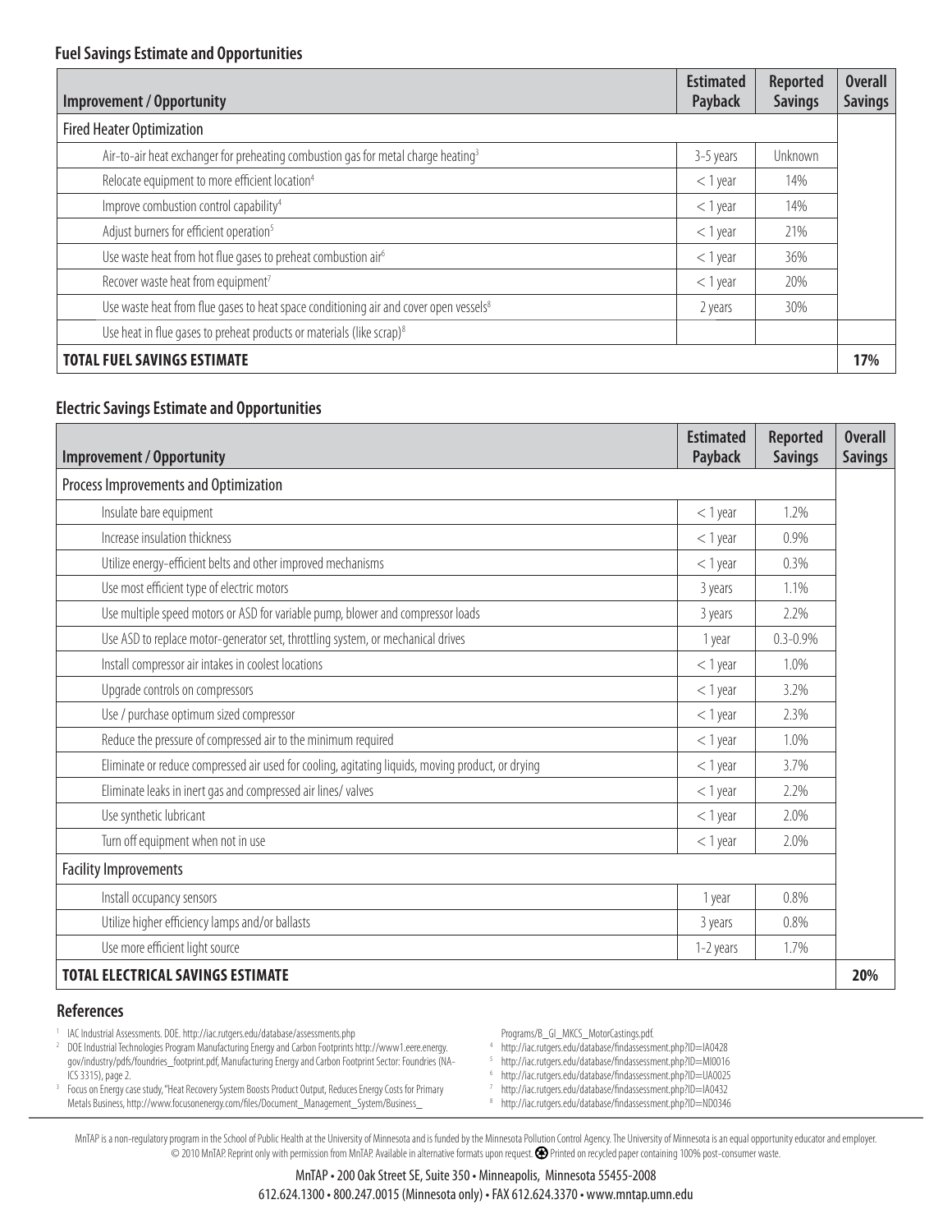### Fuel Savings Estimate and Opportunities

| Improvement / Opportunity | Estimated Payback | Reported Savings | Overall Savings |
|---|---|---|---|
| Fired Heater Optimization | | | |
| Air-to-air heat exchanger for preheating combustion gas for metal charge heating[3] | 3-5 years | Unknown | |
| Relocate equipment to more efficient location[4] | < 1 year | 14% | |
| Improve combustion control capability[4] | < 1 year | 14% | |
| Adjust burners for efficient operation[5] | < 1 year | 21% | |
| Use waste heat from hot flue gases to preheat combustion air[6] | < 1 year | 36% | |
| Recover waste heat from equipment[7] | < 1 year | 20% | |
| Use waste heat from flue gases to heat space conditioning air and cover open vessels[8] | 2 years | 30% | |
| Use heat in flue gases to preheat products or materials (like scrap)[8] | | | |
| **TOTAL FUEL SAVINGS ESTIMATE** | | | **17%** |

### Electric Savings Estimate and Opportunities

| Improvement / Opportunity | Estimated Payback | Reported Savings | Overall Savings |
|---|---|---|---|
| Process Improvements and Optimization | | | |
| Insulate bare equipment | < 1 year | 1.2% | |
| Increase insulation thickness | < 1 year | 0.9% | |
| Utilize energy-efficient belts and other improved mechanisms | < 1 year | 0.3% | |
| Use most efficient type of electric motors | 3 years | 1.1% | |
| Use multiple speed motors or ASD for variable pump, blower and compressor loads | 3 years | 2.2% | |
| Use ASD to replace motor-generator set, throttling system, or mechanical drives | 1 year | 0.3-0.9% | |
| Install compressor air intakes in coolest locations | < 1 year | 1.0% | |
| Upgrade controls on compressors | < 1 year | 3.2% | |
| Use / purchase optimum sized compressor | < 1 year | 2.3% | |
| Reduce the pressure of compressed air to the minimum required | < 1 year | 1.0% | |
| Eliminate or reduce compressed air used for cooling, agitating liquids, moving product, or drying | < 1 year | 3.7% | |
| Eliminate leaks in inert gas and compressed air lines/ valves | < 1 year | 2.2% | |
| Use synthetic lubricant | < 1 year | 2.0% | |
| Turn off equipment when not in use | < 1 year | 2.0% | |
| Facility Improvements | | | |
| Install occupancy sensors | 1 year | 0.8% | |
| Utilize higher efficiency lamps and/or ballasts | 3 years | 0.8% | |
| Use more efficient light source | 1-2 years | 1.7% | |
| **TOTAL ELECTRICAL SAVINGS ESTIMATE** | | | **20%** |

### References

1. IAC Industrial Assessments. DOE. http://iac.rutgers.edu/database/assessments.php
2. DOE Industrial Technologies Program Manufacturing Energy and Carbon Footprints http://www1.eere.energy.gov/industry/pdfs/foundries_footprint.pdf, Manufacturing Energy and Carbon Footprint Sector: Foundries (NAICS 3315), page 2.
3. Focus on Energy case study, "Heat Recovery System Boosts Product Output, Reduces Energy Costs for Primary Metals Business, http://www.focusonenergy.com/files/Document_Management_System/Business_Programs/B_GI_MKCS_MotorCastings.pdf.
4. http://iac.rutgers.edu/database/findassessment.php?ID=IA0428
5. http://iac.rutgers.edu/database/findassessment.php?ID=MI0016
6. http://iac.rutgers.edu/database/findassessment.php?ID=UA0025
7. http://iac.rutgers.edu/database/findassessment.php?ID=IA0432
8. http://iac.rutgers.edu/database/findassessment.php?ID=ND0346

MnTAP is a non-regulatory program in the School of Public Health at the University of Minnesota and is funded by the Minnesota Pollution Control Agency. The University of Minnesota is an equal opportunity educator and employer. © 2010 MnTAP. Reprint only with permission from MnTAP. Available in alternative formats upon request. Printed on recycled paper containing 100% post-consumer waste.

MnTAP • 200 Oak Street SE, Suite 350 • Minneapolis, Minnesota 55455-2008
612.624.1300 • 800.247.0015 (Minnesota only) • FAX 612.624.3370 • www.mntap.umn.edu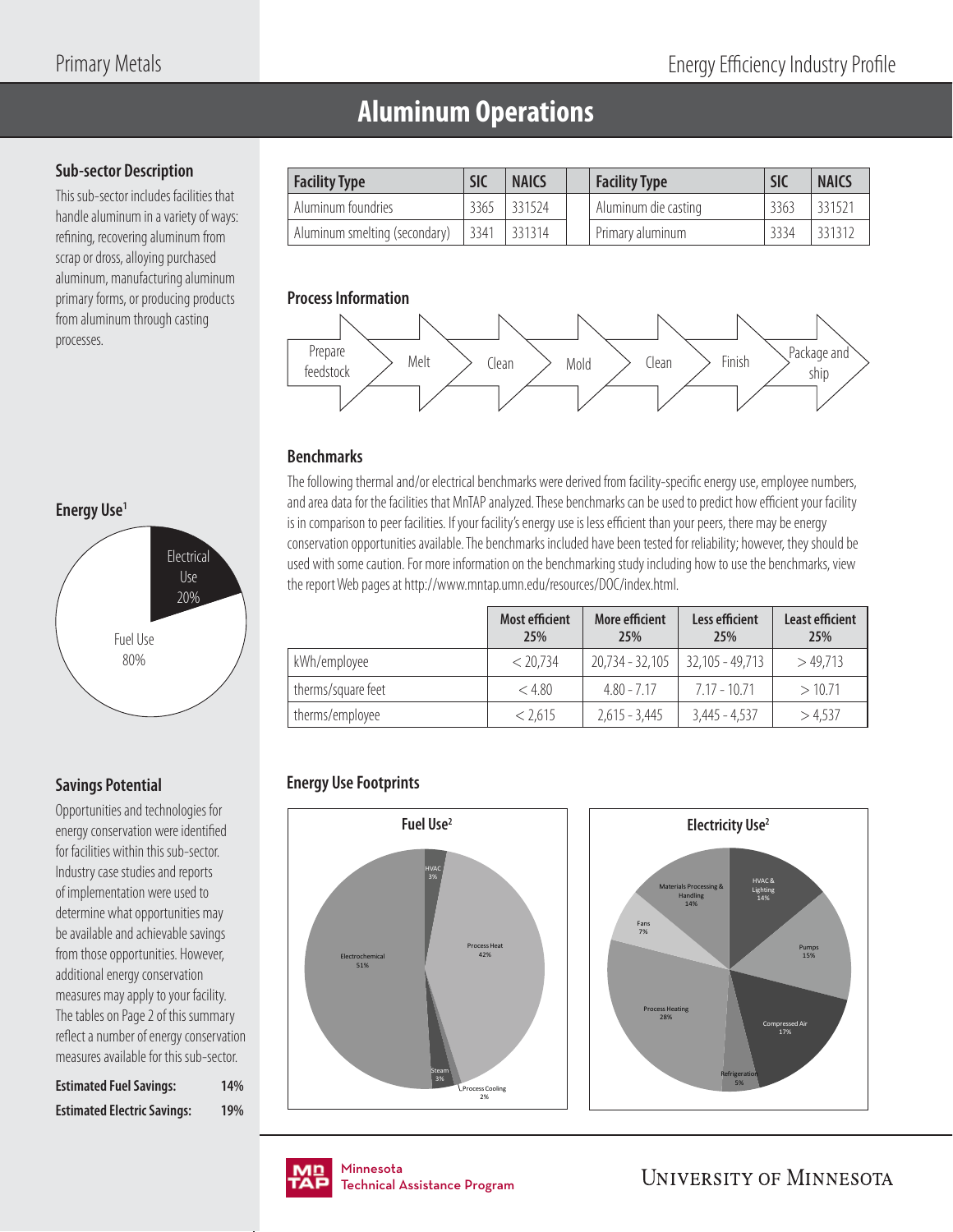# Aluminum Operations

## Sub-sector Description

This sub-sector includes facilities that handle aluminum in a variety of ways: refining, recovering aluminum from scrap or dross, alloying purchased aluminum, manufacturing aluminum primary forms, or producing products from aluminum through casting processes.

| Facility Type | SIC | NAICS | | Facility Type | SIC | NAICS |
|---|---|---|---|---|---|---|
| Aluminum foundries | 3365 | 331524 | | Aluminum die casting | 3363 | 331521 |
| Aluminum smelting (secondary) | 3341 | 331314 | | Primary aluminum | 3334 | 331312 |

## Process Information

Prepare feedstock → Melt → Clean → Mold → Clean → Finish → Package and ship

## Energy Use[1]

- Electrical Use 20%
- Fuel Use 80%

## Benchmarks

The following thermal and/or electrical benchmarks were derived from facility-specific energy use, employee numbers, and area data for the facilities that MnTAP analyzed. These benchmarks can be used to predict how efficient your facility is in comparison to peer facilities. If your facility's energy use is less efficient than your peers, there may be energy conservation opportunities available. The benchmarks included have been tested for reliability; however, they should be used with some caution. For more information on the benchmarking study including how to use the benchmarks, view the report Web pages at http://www.mntap.umn.edu/resources/DOC/index.html.

| | Most efficient 25% | More efficient 25% | Less efficient 25% | Least efficient 25% |
|---|---|---|---|---|
| kWh/employee | < 20,734 | 20,734 - 32,105 | 32,105 - 49,713 | > 49,713 |
| therms/square feet | < 4.80 | 4.80 - 7.17 | 7.17 - 10.71 | > 10.71 |
| therms/employee | < 2,615 | 2,615 - 3,445 | 3,445 - 4,537 | > 4,537 |

## Savings Potential

Opportunities and technologies for energy conservation were identified for facilities within this sub-sector. Industry case studies and reports of implementation were used to determine what opportunities may be available and achievable savings from those opportunities. However, additional energy conservation measures may apply to your facility. The tables on Page 2 of this summary reflect a number of energy conservation measures available for this sub-sector.

**Estimated Fuel Savings:** 14%

**Estimated Electric Savings:** 19%

## Energy Use Footprints

### Fuel Use[2]

- Electrochemical 51%
- Process Heat 42%
- HVAC 3%
- Steam 3%
- Process Cooling 2%

### Electricity Use[2]

- Process Heating 28%
- Compressed Air 17%
- Pumps 15%
- HVAC & Lighting 14%
- Materials Processing & Handling 14%
- Fans 7%
- Refrigeration 5%

Minnesota Technical Assistance Program

University of Minnesota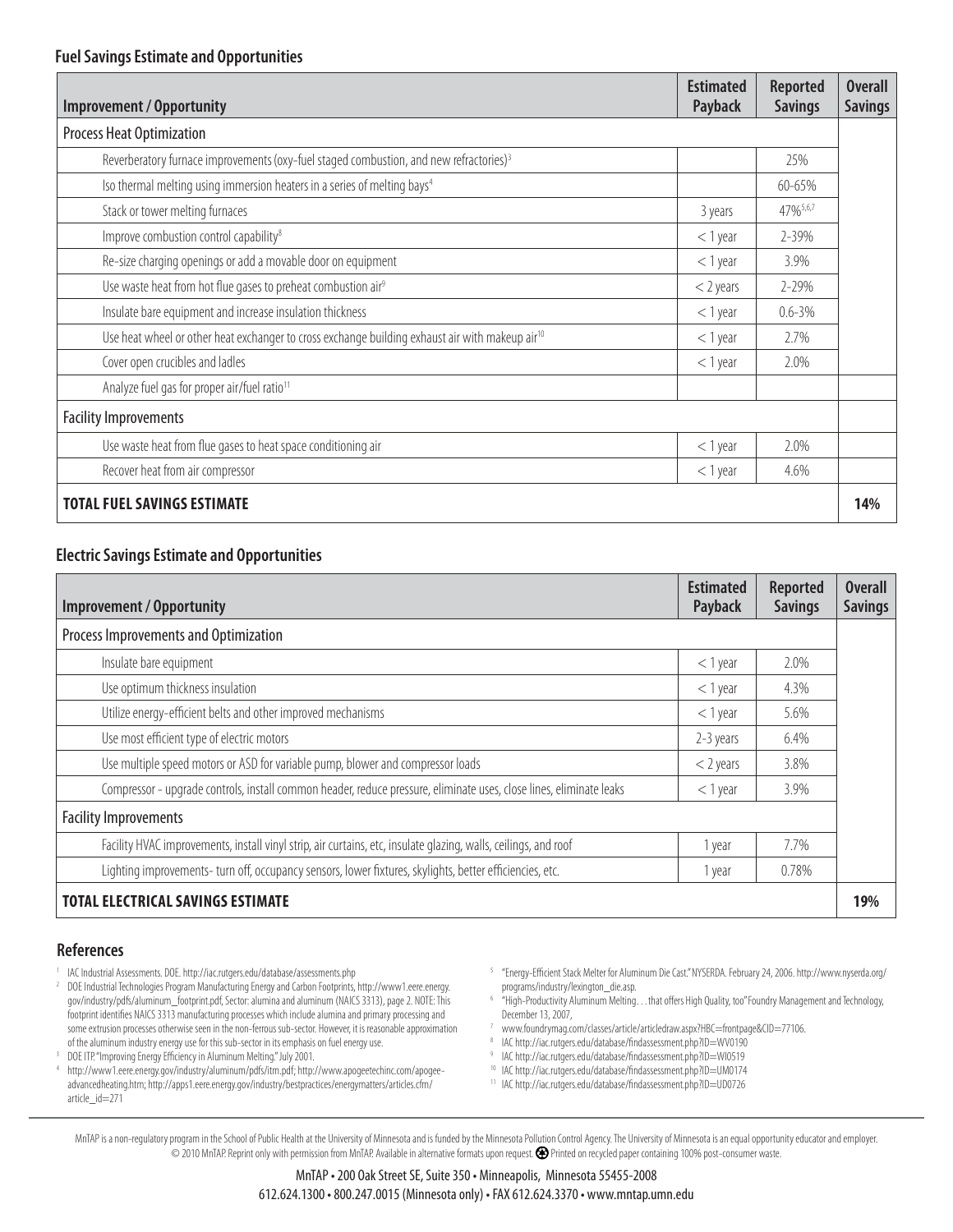### Fuel Savings Estimate and Opportunities

| Improvement / Opportunity | Estimated Payback | Reported Savings | Overall Savings |
|---|---|---|---|
| Process Heat Optimization | | | |
| Reverberatory furnace improvements (oxy-fuel staged combustion, and new refractories)[3] | | 25% | |
| Iso thermal melting using immersion heaters in a series of melting bays[4] | | 60-65% | |
| Stack or tower melting furnaces | 3 years | 47%[5,6,7] | |
| Improve combustion control capability[8] | < 1 year | 2-39% | |
| Re-size charging openings or add a movable door on equipment | < 1 year | 3.9% | |
| Use waste heat from hot flue gases to preheat combustion air[9] | < 2 years | 2-29% | |
| Insulate bare equipment and increase insulation thickness | < 1 year | 0.6-3% | |
| Use heat wheel or other heat exchanger to cross exchange building exhaust air with makeup air[10] | < 1 year | 2.7% | |
| Cover open crucibles and ladles | < 1 year | 2.0% | |
| Analyze fuel gas for proper air/fuel ratio[11] | | | |
| Facility Improvements | | | |
| Use waste heat from flue gases to heat space conditioning air | < 1 year | 2.0% | |
| Recover heat from air compressor | < 1 year | 4.6% | |
| **TOTAL FUEL SAVINGS ESTIMATE** | | | **14%** |

### Electric Savings Estimate and Opportunities

| Improvement / Opportunity | Estimated Payback | Reported Savings | Overall Savings |
|---|---|---|---|
| Process Improvements and Optimization | | | |
| Insulate bare equipment | < 1 year | 2.0% | |
| Use optimum thickness insulation | < 1 year | 4.3% | |
| Utilize energy-efficient belts and other improved mechanisms | < 1 year | 5.6% | |
| Use most efficient type of electric motors | 2-3 years | 6.4% | |
| Use multiple speed motors or ASD for variable pump, blower and compressor loads | < 2 years | 3.8% | |
| Compressor - upgrade controls, install common header, reduce pressure, eliminate uses, close lines, eliminate leaks | < 1 year | 3.9% | |
| Facility Improvements | | | |
| Facility HVAC improvements, install vinyl strip, air curtains, etc, insulate glazing, walls, ceilings, and roof | 1 year | 7.7% | |
| Lighting improvements- turn off, occupancy sensors, lower fixtures, skylights, better efficiencies, etc. | 1 year | 0.78% | |
| **TOTAL ELECTRICAL SAVINGS ESTIMATE** | | | **19%** |

### References

1. IAC Industrial Assessments. DOE. http://iac.rutgers.edu/database/assessments.php
2. DOE Industrial Technologies Program Manufacturing Energy and Carbon Footprints, http://www1.eere.energy.gov/industry/pdfs/aluminum_footprint.pdf, Sector: alumina and aluminum (NAICS 3313), page 2. NOTE: This footprint identifies NAICS 3313 manufacturing processes which include alumina and primary processing and some extrusion processes otherwise seen in the non-ferrous sub-sector. However, it is reasonable approximation of the aluminum industry energy use for this sub-sector in its emphasis on fuel energy use.
3. DOE ITP. "Improving Energy Efficiency in Aluminum Melting." July 2001.
4. http://www1.eere.energy.gov/industry/aluminum/pdfs/itm.pdf; http://www.apogeetechinc.com/apogee-advancedheating.htm; http://apps1.eere.energy.gov/industry/bestpractices/energymatters/articles.cfm/article_id=271
5. "Energy-Efficient Stack Melter for Aluminum Die Cast." NYSERDA. February 24, 2006. http://www.nyserda.org/programs/industry/lexington_die.asp.
6. "High-Productivity Aluminum Melting. . . that offers High Quality, too" Foundry Management and Technology, December 13, 2007,
7. www.foundrymag.com/classes/article/articledraw.aspx?HBC=frontpage&CID=77106.
8. IAC http://iac.rutgers.edu/database/findassessment.php?ID=WV0190
9. IAC http://iac.rutgers.edu/database/findassessment.php?ID=WI0519
10. IAC http://iac.rutgers.edu/database/findassessment.php?ID=UM0174
11. IAC http://iac.rutgers.edu/database/findassessment.php?ID=UD0726

MnTAP is a non-regulatory program in the School of Public Health at the University of Minnesota and is funded by the Minnesota Pollution Control Agency. The University of Minnesota is an equal opportunity educator and employer. © 2010 MnTAP. Reprint only with permission from MnTAP. Available in alternative formats upon request. Printed on recycled paper containing 100% post-consumer waste.

MnTAP • 200 Oak Street SE, Suite 350 • Minneapolis, Minnesota 55455-2008
612.624.1300 • 800.247.0015 (Minnesota only) • FAX 612.624.3370 • www.mntap.umn.edu